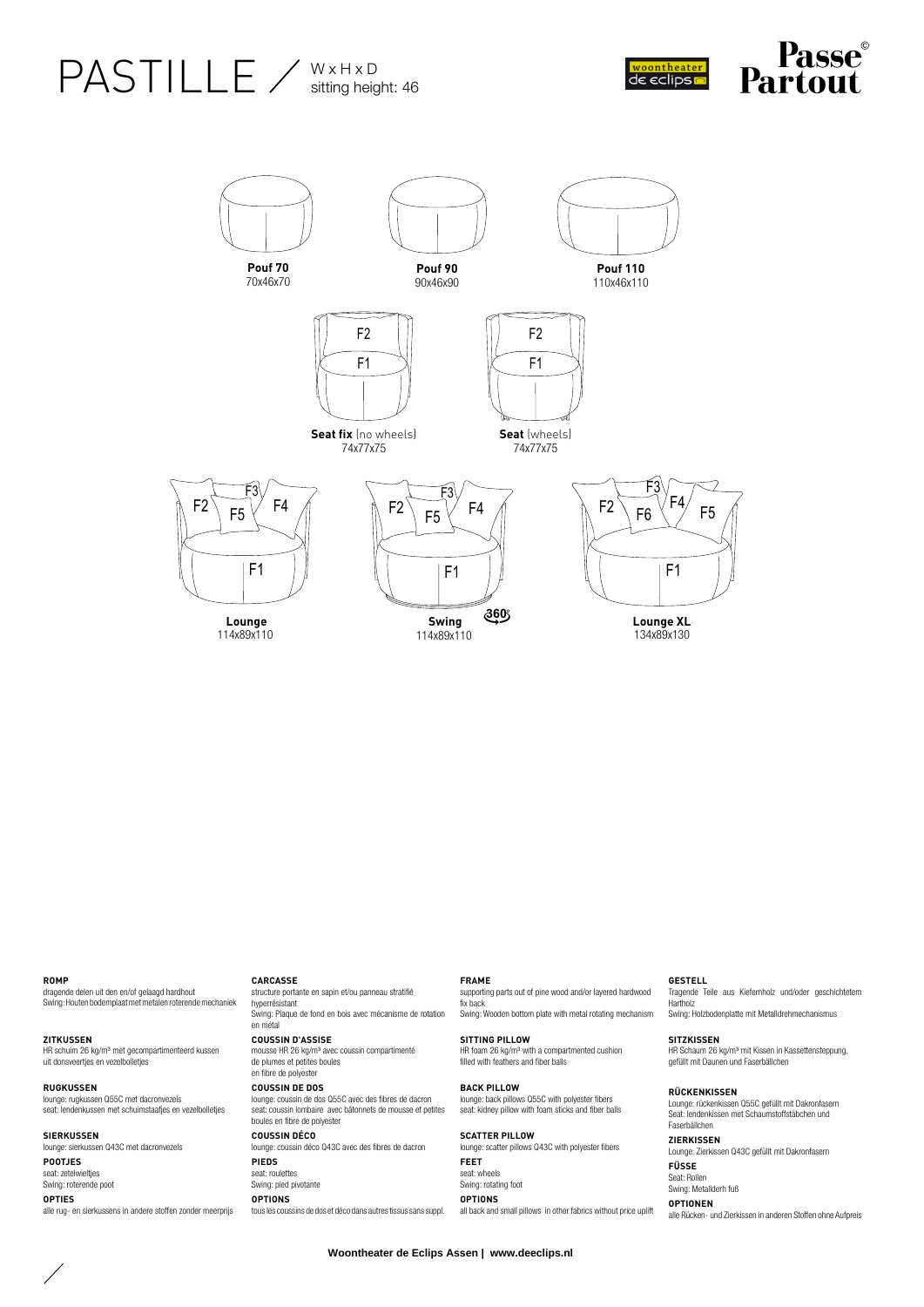# PASTILLE / W x H x D sitting height: 46

woontheater de eclips

Passe© Partout

**Pouf 70**
70x46x70

**Pouf 90**
90x46x90

**Pouf 110**
110x46x110

F2
F1

**Seat fix** (no wheels)
74x77x75

F2
F1

**Seat** (wheels)
74x77x75

F2 F5 F3 F4
F1

**Lounge**
114x89x110

F2 F5 F3 F4
F1

**Swing** 360
114x89x110

F2 F6 F3 F4 F5
F1

**Lounge XL**
134x89x130

**ROMP**
dragende delen uit den en/of gelaagd hardhout
Swing: Houten bodemplaat met metalen roterende mechaniek

**ZITKUSSEN**
HR schuim 26 kg/m³ met gecompartimenteerd kussen uit donsveertjes en vezelbolletjes

**RUGKUSSEN**
lounge: rugkussen Q55C met dacronvezels
seat: lendenkussen met schuimstaafjes en vezelbolletjes

**SIERKUSSEN**
lounge: sierkussen Q43C met dacronvezels

**POOTJES**
seat: zetelwieltjes
Swing: roterende poot

**OPTIES**
alle rug- en sierkussens in andere stoffen zonder meerprijs

**CARCASSE**
structure portante en sapin et/ou panneau stratifié hyperrésistant
Swing: Plaque de fond en bois avec mécanisme de rotation en métal

**COUSSIN D'ASSISE**
mousse HR 26 kg/m³ avec coussin compartimenté de plumes et petites boules en fibre de polyester

**COUSSIN DE DOS**
lounge: coussin de dos Q55C avec des fibres de dacron
seat: coussin lombaire avec bâtonnets de mousse et petites boules en fibre de polyester

**COUSSIN DÉCO**
lounge: coussin déco Q43C avec des fibres de dacron

**PIEDS**
seat: roulettes
Swing: pied pivotante

**OPTIONS**
tous les coussins de dos et déco dans autres tissus sans suppl.

**FRAME**
supporting parts out of pine wood and/or layered hardwood fix back
Swing: Wooden bottom plate with metal rotating mechanism

**SITTING PILLOW**
HR foam 26 kg/m³ with a compartmented cushion filled with feathers and fiber balls

**BACK PILLOW**
lounge: back pillows Q55C with polyester fibers
seat: kidney pillow with foam sticks and fiber balls

**SCATTER PILLOW**
lounge: scatter pillows Q43C with polyester fibers

**FEET**
seat: wheels
Swing: rotating foot

**OPTIONS**
all back and small pillows in other fabrics without price uplift

**GESTELL**
Tragende Teile aus Kiefernholz und/oder geschichtetem Hartholz
Swing: Holzbodenplatte mit Metalldrehmechanismus

**SITZKISSEN**
HR Schaum 26 kg/m³ mit Kissen in Kassettensteppung, gefüllt mit Daunen und Faserbällchen

**RÜCKENKISSEN**
Lounge: rückenkissen Q55C gefüllt mit Dakronfasern
Seat: lendenkissen met Schaumstoffstäbchen und Faserbällchen

**ZIERKISSEN**
Lounge: Zierkissen Q43C gefüllt mit Dakronfasern

**FÜSSE**
Seat: Rollen
Swing: Metalldreh fuß

**OPTIONEN**
alle Rücken- und Zierkissen in anderen Stoffen ohne Aufpreis

**Woontheater de Eclips Assen | www.deeclips.nl**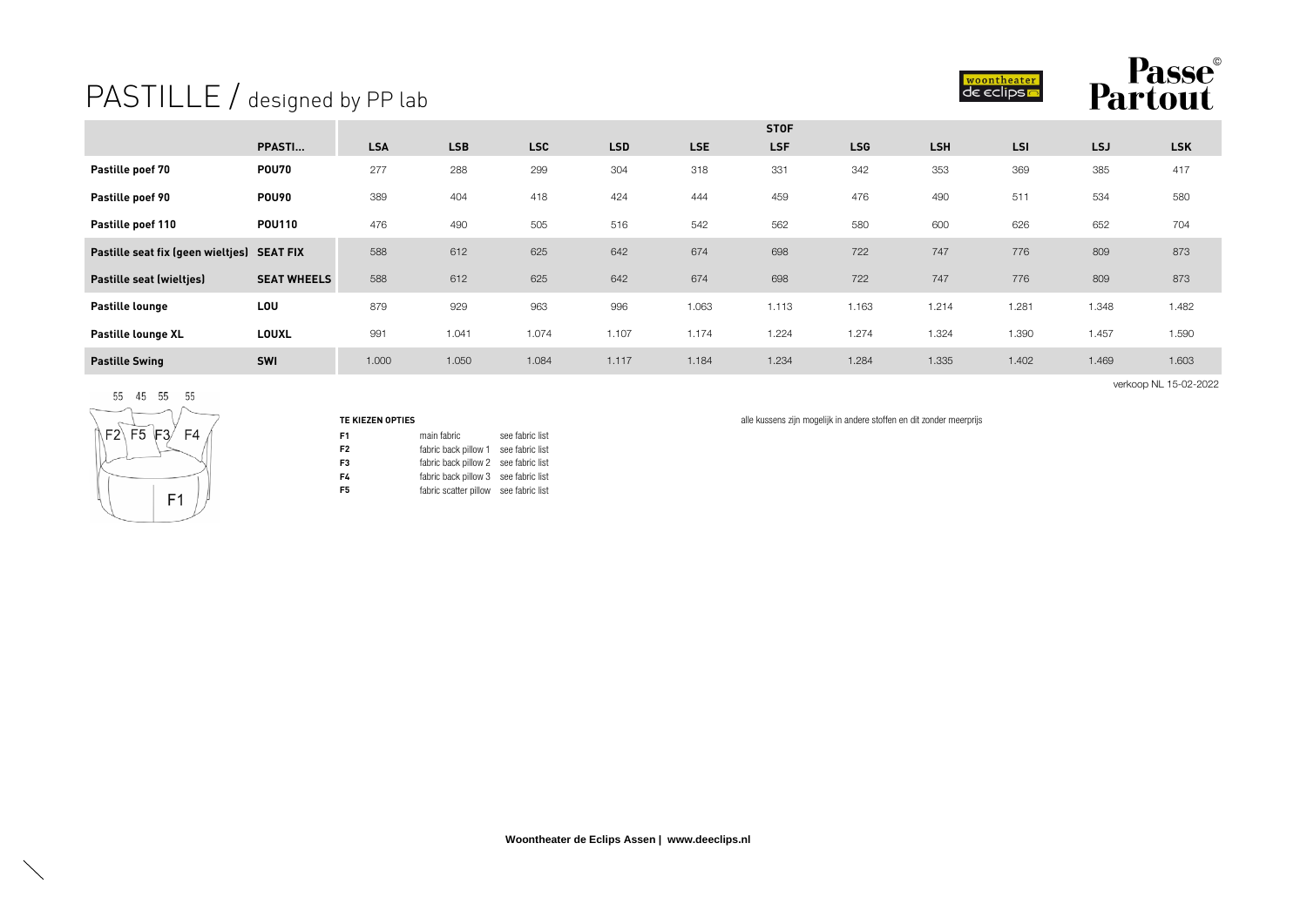# PASTILLE / designed by PP lab

| | PPASTI... | STOF | | | | | | | | | | |
|---|---|---|---|---|---|---|---|---|---|---|---|---|
| | | **LSA** | **LSB** | **LSC** | **LSD** | **LSE** | **LSF** | **LSG** | **LSH** | **LSI** | **LSJ** | **LSK** |
| **Pastille poef 70** | **POU70** | 277 | 288 | 299 | 304 | 318 | 331 | 342 | 353 | 369 | 385 | 417 |
| **Pastille poef 90** | **POU90** | 389 | 404 | 418 | 424 | 444 | 459 | 476 | 490 | 511 | 534 | 580 |
| **Pastille poef 110** | **POU110** | 476 | 490 | 505 | 516 | 542 | 562 | 580 | 600 | 626 | 652 | 704 |
| **Pastille seat fix (geen wieltjes)** | **SEAT FIX** | 588 | 612 | 625 | 642 | 674 | 698 | 722 | 747 | 776 | 809 | 873 |
| **Pastille seat (wieltjes)** | **SEAT WHEELS** | 588 | 612 | 625 | 642 | 674 | 698 | 722 | 747 | 776 | 809 | 873 |
| **Pastille lounge** | **LOU** | 879 | 929 | 963 | 996 | 1.063 | 1.113 | 1.163 | 1.214 | 1.281 | 1.348 | 1.482 |
| **Pastille lounge XL** | **LOUXL** | 991 | 1.041 | 1.074 | 1.107 | 1.174 | 1.224 | 1.274 | 1.324 | 1.390 | 1.457 | 1.590 |
| **Pastille Swing** | **SWI** | 1.000 | 1.050 | 1.084 | 1.117 | 1.184 | 1.234 | 1.284 | 1.335 | 1.402 | 1.469 | 1.603 |

verkoop NL 15-02-2022

55 45 55 55

F2 F5 F3 F4

F1

**TE KIEZEN OPTIES**

| | | |
|---|---|---|
| **F1** | main fabric | see fabric list |
| **F2** | fabric back pillow 1 | see fabric list |
| **F3** | fabric back pillow 2 | see fabric list |
| **F4** | fabric back pillow 3 | see fabric list |
| **F5** | fabric scatter pillow | see fabric list |

alle kussens zijn mogelijk in andere stoffen en dit zonder meerprijs

**Woontheater de Eclips Assen | www.deeclips.nl**